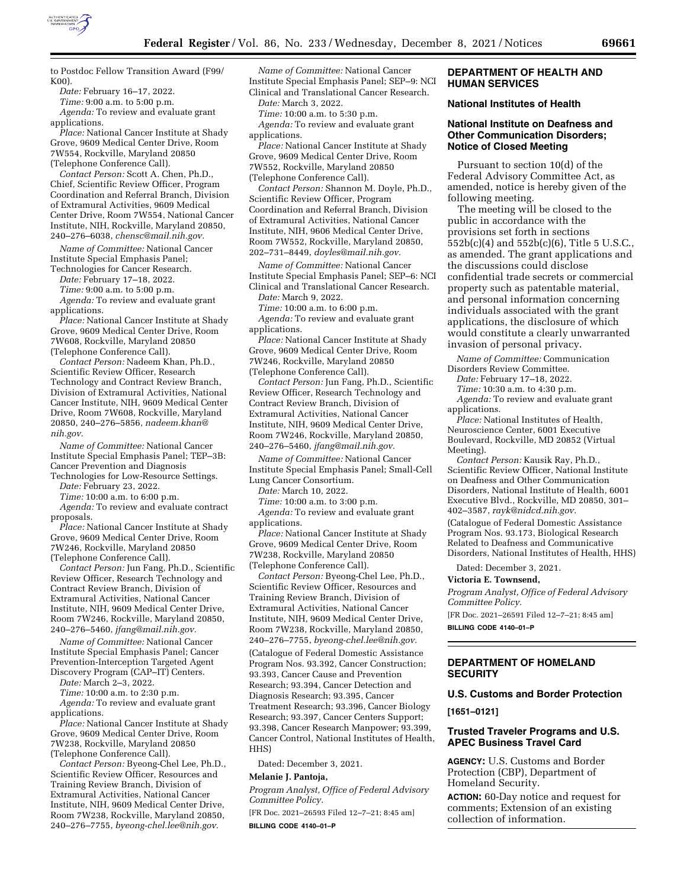to Postdoc Fellow Transition Award (F99/K00).

*Date:* February 16–17, 2022.

*Time:* 9:00 a.m. to 5:00 p.m.

*Agenda:* To review and evaluate grant applications.

*Place:* National Cancer Institute at Shady Grove, 9609 Medical Center Drive, Room 7W554, Rockville, Maryland 20850 (Telephone Conference Call).

*Contact Person:* Scott A. Chen, Ph.D., Chief, Scientific Review Officer, Program Coordination and Referral Branch, Division of Extramural Activities, 9609 Medical Center Drive, Room 7W554, National Cancer Institute, NIH, Rockville, Maryland 20850, 240–276–6038, *chensc@mail.nih.gov.*

*Name of Committee:* National Cancer Institute Special Emphasis Panel; Technologies for Cancer Research.

*Date:* February 17–18, 2022.

*Time:* 9:00 a.m. to 5:00 p.m.

*Agenda:* To review and evaluate grant applications.

*Place:* National Cancer Institute at Shady Grove, 9609 Medical Center Drive, Room 7W608, Rockville, Maryland 20850 (Telephone Conference Call).

*Contact Person:* Nadeem Khan, Ph.D., Scientific Review Officer, Research Technology and Contract Review Branch, Division of Extramural Activities, National Cancer Institute, NIH, 9609 Medical Center Drive, Room 7W608, Rockville, Maryland 20850, 240–276–5856, *nadeem.khan@nih.gov.*

*Name of Committee:* National Cancer Institute Special Emphasis Panel; TEP–3B: Cancer Prevention and Diagnosis Technologies for Low-Resource Settings.

*Date:* February 23, 2022.

*Time:* 10:00 a.m. to 6:00 p.m.

*Agenda:* To review and evaluate contract proposals.

*Place:* National Cancer Institute at Shady Grove, 9609 Medical Center Drive, Room 7W246, Rockville, Maryland 20850 (Telephone Conference Call).

*Contact Person:* Jun Fang, Ph.D., Scientific Review Officer, Research Technology and Contract Review Branch, Division of Extramural Activities, National Cancer Institute, NIH, 9609 Medical Center Drive, Room 7W246, Rockville, Maryland 20850, 240–276–5460, *jfang@mail.nih.gov.*

*Name of Committee:* National Cancer Institute Special Emphasis Panel; Cancer Prevention-Interception Targeted Agent Discovery Program (CAP–IT) Centers.

*Date:* March 2–3, 2022.

*Time:* 10:00 a.m. to 2:30 p.m.

*Agenda:* To review and evaluate grant applications.

*Place:* National Cancer Institute at Shady Grove, 9609 Medical Center Drive, Room 7W238, Rockville, Maryland 20850 (Telephone Conference Call).

*Contact Person:* Byeong-Chel Lee, Ph.D., Scientific Review Officer, Resources and Training Review Branch, Division of Extramural Activities, National Cancer Institute, NIH, 9609 Medical Center Drive, Room 7W238, Rockville, Maryland 20850, 240–276–7755, *byeong-chel.lee@nih.gov.*

*Name of Committee:* National Cancer Institute Special Emphasis Panel; SEP–9: NCI Clinical and Translational Cancer Research.

*Date:* March 3, 2022.

*Time:* 10:00 a.m. to 5:30 p.m.

*Agenda:* To review and evaluate grant applications.

*Place:* National Cancer Institute at Shady Grove, 9609 Medical Center Drive, Room 7W552, Rockville, Maryland 20850 (Telephone Conference Call).

*Contact Person:* Shannon M. Doyle, Ph.D., Scientific Review Officer, Program Coordination and Referral Branch, Division of Extramural Activities, National Cancer Institute, NIH, 9606 Medical Center Drive, Room 7W552, Rockville, Maryland 20850, 202–731–8449, *doyles@mail.nih.gov.*

*Name of Committee:* National Cancer Institute Special Emphasis Panel; SEP–6: NCI Clinical and Translational Cancer Research.

*Date:* March 9, 2022.

*Time:* 10:00 a.m. to 6:00 p.m.

*Agenda:* To review and evaluate grant applications.

*Place:* National Cancer Institute at Shady Grove, 9609 Medical Center Drive, Room 7W246, Rockville, Maryland 20850 (Telephone Conference Call).

*Contact Person:* Jun Fang, Ph.D., Scientific Review Officer, Research Technology and Contract Review Branch, Division of Extramural Activities, National Cancer Institute, NIH, 9609 Medical Center Drive, Room 7W246, Rockville, Maryland 20850, 240–276–5460, *jfang@mail.nih.gov.*

*Name of Committee:* National Cancer Institute Special Emphasis Panel; Small-Cell Lung Cancer Consortium.

*Date:* March 10, 2022.

*Time:* 10:00 a.m. to 3:00 p.m.

*Agenda:* To review and evaluate grant applications.

*Place:* National Cancer Institute at Shady Grove, 9609 Medical Center Drive, Room 7W238, Rockville, Maryland 20850 (Telephone Conference Call).

*Contact Person:* Byeong-Chel Lee, Ph.D., Scientific Review Officer, Resources and Training Review Branch, Division of Extramural Activities, National Cancer Institute, NIH, 9609 Medical Center Drive, Room 7W238, Rockville, Maryland 20850, 240–276–7755, *byeong-chel.lee@nih.gov.*

(Catalogue of Federal Domestic Assistance Program Nos. 93.392, Cancer Construction; 93.393, Cancer Cause and Prevention Research; 93.394, Cancer Detection and Diagnosis Research; 93.395, Cancer Treatment Research; 93.396, Cancer Biology Research; 93.397, Cancer Centers Support; 93.398, Cancer Research Manpower; 93.399, Cancer Control, National Institutes of Health, HHS)

Dated: December 3, 2021.

**Melanie J. Pantoja,**

*Program Analyst, Office of Federal Advisory Committee Policy.*

[FR Doc. 2021–26593 Filed 12–7–21; 8:45 am]

**BILLING CODE 4140–01–P**

## DEPARTMENT OF HEALTH AND HUMAN SERVICES

### National Institutes of Health

### National Institute on Deafness and Other Communication Disorders; Notice of Closed Meeting

Pursuant to section 10(d) of the Federal Advisory Committee Act, as amended, notice is hereby given of the following meeting.

The meeting will be closed to the public in accordance with the provisions set forth in sections 552b(c)(4) and 552b(c)(6), Title 5 U.S.C., as amended. The grant applications and the discussions could disclose confidential trade secrets or commercial property such as patentable material, and personal information concerning individuals associated with the grant applications, the disclosure of which would constitute a clearly unwarranted invasion of personal privacy.

*Name of Committee:* Communication Disorders Review Committee.

*Date:* February 17–18, 2022.

*Time:* 10:30 a.m. to 4:30 p.m.

*Agenda:* To review and evaluate grant applications.

*Place:* National Institutes of Health, Neuroscience Center, 6001 Executive Boulevard, Rockville, MD 20852 (Virtual Meeting).

*Contact Person:* Kausik Ray, Ph.D., Scientific Review Officer, National Institute on Deafness and Other Communication Disorders, National Institute of Health, 6001 Executive Blvd., Rockville, MD 20850, 301–402–3587, *rayk@nidcd.nih.gov.*

(Catalogue of Federal Domestic Assistance Program Nos. 93.173, Biological Research Related to Deafness and Communicative Disorders, National Institutes of Health, HHS)

Dated: December 3, 2021.

**Victoria E. Townsend,**

*Program Analyst, Office of Federal Advisory Committee Policy.*

[FR Doc. 2021–26591 Filed 12–7–21; 8:45 am]

**BILLING CODE 4140–01–P**

## DEPARTMENT OF HOMELAND SECURITY

### U.S. Customs and Border Protection

**[1651–0121]**

### Trusted Traveler Programs and U.S. APEC Business Travel Card

**AGENCY:** U.S. Customs and Border Protection (CBP), Department of Homeland Security.

**ACTION:** 60-Day notice and request for comments; Extension of an existing collection of information.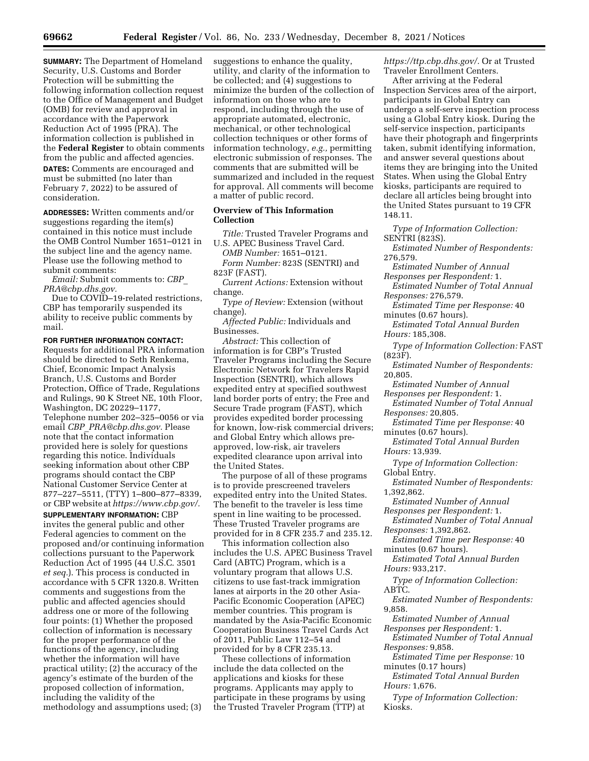**SUMMARY:** The Department of Homeland Security, U.S. Customs and Border Protection will be submitting the following information collection request to the Office of Management and Budget (OMB) for review and approval in accordance with the Paperwork Reduction Act of 1995 (PRA). The information collection is published in the **Federal Register** to obtain comments from the public and affected agencies.

**DATES:** Comments are encouraged and must be submitted (no later than February 7, 2022) to be assured of consideration.

**ADDRESSES:** Written comments and/or suggestions regarding the item(s) contained in this notice must include the OMB Control Number 1651–0121 in the subject line and the agency name. Please use the following method to submit comments:

*Email:* Submit comments to: *CBP_PRA@cbp.dhs.gov.*

Due to COVID–19-related restrictions, CBP has temporarily suspended its ability to receive public comments by mail.

**FOR FURTHER INFORMATION CONTACT:** Requests for additional PRA information should be directed to Seth Renkema, Chief, Economic Impact Analysis Branch, U.S. Customs and Border Protection, Office of Trade, Regulations and Rulings, 90 K Street NE, 10th Floor, Washington, DC 20229–1177, Telephone number 202–325–0056 or via email *CBP_PRA@cbp.dhs.gov.* Please note that the contact information provided here is solely for questions regarding this notice. Individuals seeking information about other CBP programs should contact the CBP National Customer Service Center at 877–227–5511, (TTY) 1–800–877–8339, or CBP website at *https://www.cbp.gov/.*

**SUPPLEMENTARY INFORMATION:** CBP invites the general public and other Federal agencies to comment on the proposed and/or continuing information collections pursuant to the Paperwork Reduction Act of 1995 (44 U.S.C. 3501 *et seq.*). This process is conducted in accordance with 5 CFR 1320.8. Written comments and suggestions from the public and affected agencies should address one or more of the following four points: (1) Whether the proposed collection of information is necessary for the proper performance of the functions of the agency, including whether the information will have practical utility; (2) the accuracy of the agency's estimate of the burden of the proposed collection of information, including the validity of the methodology and assumptions used; (3) suggestions to enhance the quality, utility, and clarity of the information to be collected; and (4) suggestions to minimize the burden of the collection of information on those who are to respond, including through the use of appropriate automated, electronic, mechanical, or other technological collection techniques or other forms of information technology, *e.g.,* permitting electronic submission of responses. The comments that are submitted will be summarized and included in the request for approval. All comments will become a matter of public record.

**Overview of This Information Collection**

*Title:* Trusted Traveler Programs and U.S. APEC Business Travel Card.

*OMB Number:* 1651–0121.

*Form Number:* 823S (SENTRI) and 823F (FAST).

*Current Actions:* Extension without change.

*Type of Review:* Extension (without change).

*Affected Public:* Individuals and Businesses.

*Abstract:* This collection of information is for CBP's Trusted Traveler Programs including the Secure Electronic Network for Travelers Rapid Inspection (SENTRI), which allows expedited entry at specified southwest land border ports of entry; the Free and Secure Trade program (FAST), which provides expedited border processing for known, low-risk commercial drivers; and Global Entry which allows pre-approved, low-risk, air travelers expedited clearance upon arrival into the United States.

The purpose of all of these programs is to provide prescreened travelers expedited entry into the United States. The benefit to the traveler is less time spent in line waiting to be processed. These Trusted Traveler programs are provided for in 8 CFR 235.7 and 235.12.

This information collection also includes the U.S. APEC Business Travel Card (ABTC) Program, which is a voluntary program that allows U.S. citizens to use fast-track immigration lanes at airports in the 20 other Asia-Pacific Economic Cooperation (APEC) member countries. This program is mandated by the Asia-Pacific Economic Cooperation Business Travel Cards Act of 2011, Public Law 112–54 and provided for by 8 CFR 235.13.

These collections of information include the data collected on the applications and kiosks for these programs. Applicants may apply to participate in these programs by using the Trusted Traveler Program (TTP) at *https://ttp.cbp.dhs.gov/.* Or at Trusted Traveler Enrollment Centers.

After arriving at the Federal Inspection Services area of the airport, participants in Global Entry can undergo a self-serve inspection process using a Global Entry kiosk. During the self-service inspection, participants have their photograph and fingerprints taken, submit identifying information, and answer several questions about items they are bringing into the United States. When using the Global Entry kiosks, participants are required to declare all articles being brought into the United States pursuant to 19 CFR 148.11.

*Type of Information Collection:* SENTRI (823S).

*Estimated Number of Respondents:* 276,579.

*Estimated Number of Annual Responses per Respondent:* 1.

*Estimated Number of Total Annual Responses:* 276,579.

*Estimated Time per Response:* 40 minutes (0.67 hours).

*Estimated Total Annual Burden Hours:* 185,308.

*Type of Information Collection:* FAST (823F).

*Estimated Number of Respondents:* 20,805.

*Estimated Number of Annual Responses per Respondent:* 1.

*Estimated Number of Total Annual Responses:* 20,805.

*Estimated Time per Response:* 40 minutes (0.67 hours).

*Estimated Total Annual Burden Hours:* 13,939.

*Type of Information Collection:* Global Entry.

*Estimated Number of Respondents:* 1,392,862.

*Estimated Number of Annual Responses per Respondent:* 1.

*Estimated Number of Total Annual Responses:* 1,392,862.

*Estimated Time per Response:* 40 minutes (0.67 hours).

*Estimated Total Annual Burden Hours:* 933,217.

*Type of Information Collection:* ABTC.

*Estimated Number of Respondents:* 9,858.

*Estimated Number of Annual Responses per Respondent:* 1.

*Estimated Number of Total Annual Responses:* 9,858.

*Estimated Time per Response:* 10 minutes (0.17 hours)

*Estimated Total Annual Burden Hours:* 1,676.

*Type of Information Collection:* Kiosks.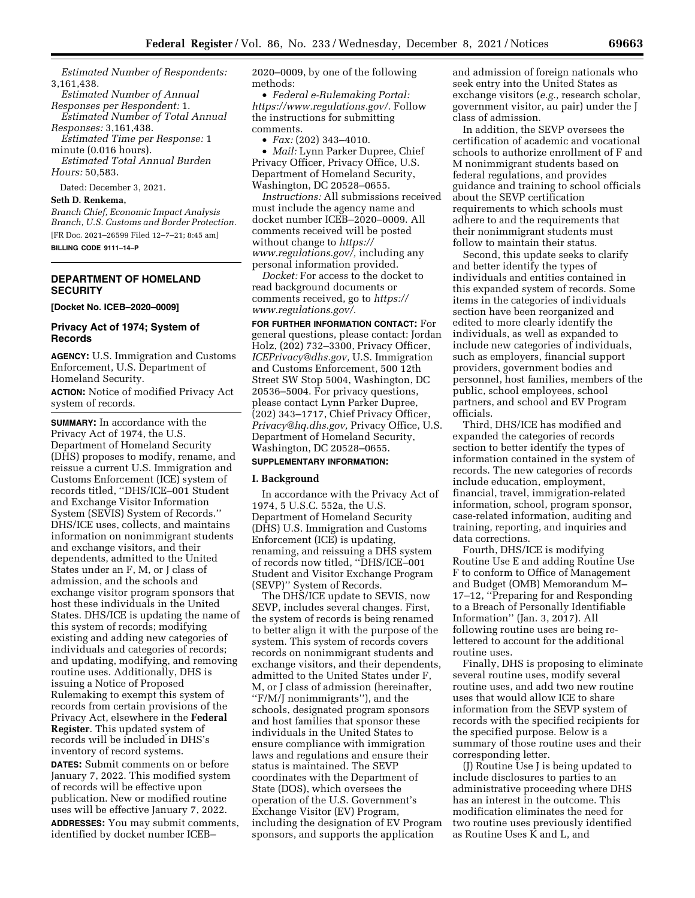*Estimated Number of Respondents:* 3,161,438.

*Estimated Number of Annual Responses per Respondent:* 1.

*Estimated Number of Total Annual Responses:* 3,161,438.

*Estimated Time per Response:* 1 minute (0.016 hours).

*Estimated Total Annual Burden Hours:* 50,583.

Dated: December 3, 2021.

**Seth D. Renkema,**

*Branch Chief, Economic Impact Analysis Branch, U.S. Customs and Border Protection.*

[FR Doc. 2021–26599 Filed 12–7–21; 8:45 am]

**BILLING CODE 9111–14–P**

## DEPARTMENT OF HOMELAND SECURITY

**[Docket No. ICEB–2020–0009]**

### Privacy Act of 1974; System of Records

**AGENCY:** U.S. Immigration and Customs Enforcement, U.S. Department of Homeland Security.

**ACTION:** Notice of modified Privacy Act system of records.

**SUMMARY:** In accordance with the Privacy Act of 1974, the U.S. Department of Homeland Security (DHS) proposes to modify, rename, and reissue a current U.S. Immigration and Customs Enforcement (ICE) system of records titled, ''DHS/ICE–001 Student and Exchange Visitor Information System (SEVIS) System of Records.'' DHS/ICE uses, collects, and maintains information on nonimmigrant students and exchange visitors, and their dependents, admitted to the United States under an F, M, or J class of admission, and the schools and exchange visitor program sponsors that host these individuals in the United States. DHS/ICE is updating the name of this system of records; modifying existing and adding new categories of individuals and categories of records; and updating, modifying, and removing routine uses. Additionally, DHS is issuing a Notice of Proposed Rulemaking to exempt this system of records from certain provisions of the Privacy Act, elsewhere in the **Federal Register**. This updated system of records will be included in DHS's inventory of record systems.

**DATES:** Submit comments on or before January 7, 2022. This modified system of records will be effective upon publication. New or modified routine uses will be effective January 7, 2022.

**ADDRESSES:** You may submit comments, identified by docket number ICEB–2020–0009, by one of the following methods:

- *Federal e-Rulemaking Portal: https://www.regulations.gov/.* Follow the instructions for submitting comments.
- *Fax:* (202) 343–4010.
- *Mail:* Lynn Parker Dupree, Chief Privacy Officer, Privacy Office, U.S. Department of Homeland Security, Washington, DC 20528–0655.

*Instructions:* All submissions received must include the agency name and docket number ICEB–2020–0009. All comments received will be posted without change to *https://www.regulations.gov/,* including any personal information provided.

*Docket:* For access to the docket to read background documents or comments received, go to *https://www.regulations.gov/.*

**FOR FURTHER INFORMATION CONTACT:** For general questions, please contact: Jordan Holz, (202) 732–3300, Privacy Officer, *ICEPrivacy@dhs.gov,* U.S. Immigration and Customs Enforcement, 500 12th Street SW Stop 5004, Washington, DC 20536–5004. For privacy questions, please contact Lynn Parker Dupree, (202) 343–1717, Chief Privacy Officer, *Privacy@hq.dhs.gov,* Privacy Office, U.S. Department of Homeland Security, Washington, DC 20528–0655.

**SUPPLEMENTARY INFORMATION:**

#### I. Background

In accordance with the Privacy Act of 1974, 5 U.S.C. 552a, the U.S. Department of Homeland Security (DHS) U.S. Immigration and Customs Enforcement (ICE) is updating, renaming, and reissuing a DHS system of records now titled, ''DHS/ICE–001 Student and Visitor Exchange Program (SEVP)'' System of Records.

The DHS/ICE update to SEVIS, now SEVP, includes several changes. First, the system of records is being renamed to better align it with the purpose of the system. This system of records covers records on nonimmigrant students and exchange visitors, and their dependents, admitted to the United States under F, M, or J class of admission (hereinafter, ''F/M/J nonimmigrants''), and the schools, designated program sponsors and host families that sponsor these individuals in the United States to ensure compliance with immigration laws and regulations and ensure their status is maintained. The SEVP coordinates with the Department of State (DOS), which oversees the operation of the U.S. Government's Exchange Visitor (EV) Program, including the designation of EV Program sponsors, and supports the application and admission of foreign nationals who seek entry into the United States as exchange visitors (*e.g.,* research scholar, government visitor, au pair) under the J class of admission.

In addition, the SEVP oversees the certification of academic and vocational schools to authorize enrollment of F and M nonimmigrant students based on federal regulations, and provides guidance and training to school officials about the SEVP certification requirements to which schools must adhere to and the requirements that their nonimmigrant students must follow to maintain their status.

Second, this update seeks to clarify and better identify the types of individuals and entities contained in this expanded system of records. Some items in the categories of individuals section have been reorganized and edited to more clearly identify the individuals, as well as expanded to include new categories of individuals, such as employers, financial support providers, government bodies and personnel, host families, members of the public, school employees, school partners, and school and EV Program officials.

Third, DHS/ICE has modified and expanded the categories of records section to better identify the types of information contained in the system of records. The new categories of records include education, employment, financial, travel, immigration-related information, school, program sponsor, case-related information, auditing and training, reporting, and inquiries and data corrections.

Fourth, DHS/ICE is modifying Routine Use E and adding Routine Use F to conform to Office of Management and Budget (OMB) Memorandum M–17–12, ''Preparing for and Responding to a Breach of Personally Identifiable Information'' (Jan. 3, 2017). All following routine uses are being re-lettered to account for the additional routine uses.

Finally, DHS is proposing to eliminate several routine uses, modify several routine uses, and add two new routine uses that would allow ICE to share information from the SEVP system of records with the specified recipients for the specified purpose. Below is a summary of those routine uses and their corresponding letter.

(J) Routine Use J is being updated to include disclosures to parties to an administrative proceeding where DHS has an interest in the outcome. This modification eliminates the need for two routine uses previously identified as Routine Uses K and L, and